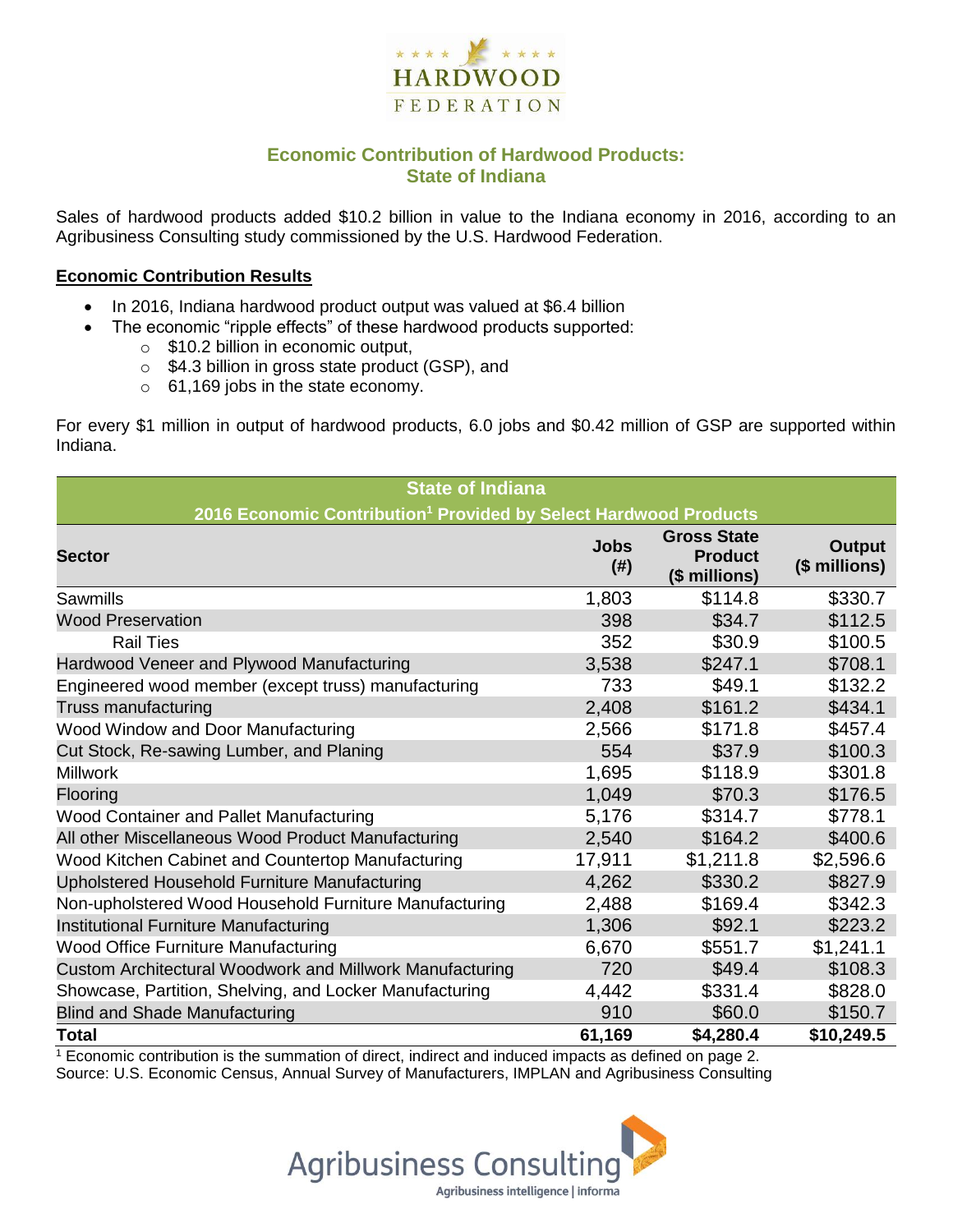HARDWOOD FEDERATION

## Economic Contribution of Hardwood Products: State of Indiana

Sales of hardwood products added $10.2 billion in value to the Indiana economy in 2016, according to an Agribusiness Consulting study commissioned by the U.S. Hardwood Federation.

### Economic Contribution Results

- In 2016, Indiana hardwood product output was valued at $6.4 billion
- The economic "ripple effects" of these hardwood products supported:
  - $10.2 billion in economic output,
  - $4.3 billion in gross state product (GSP), and
  - 61,169 jobs in the state economy.

For every $1 million in output of hardwood products, 6.0 jobs and $0.42 million of GSP are supported within Indiana.

| State of Indiana<br>2016 Economic Contribution[1] Provided by Select Hardwood Products | | | |
|---|---|---|---|
| **Sector** | **Jobs (#)** | **Gross State Product ($ millions)** | **Output ($ millions)** |
| Sawmills | 1,803 | $114.8 | $330.7 |
| Wood Preservation | 398 | $34.7 | $112.5 |
| Rail Ties | 352 | $30.9 | $100.5 |
| Hardwood Veneer and Plywood Manufacturing | 3,538 | $247.1 | $708.1 |
| Engineered wood member (except truss) manufacturing | 733 | $49.1 | $132.2 |
| Truss manufacturing | 2,408 | $161.2 | $434.1 |
| Wood Window and Door Manufacturing | 2,566 | $171.8 | $457.4 |
| Cut Stock, Re-sawing Lumber, and Planing | 554 | $37.9 | $100.3 |
| Millwork | 1,695 | $118.9 | $301.8 |
| Flooring | 1,049 | $70.3 | $176.5 |
| Wood Container and Pallet Manufacturing | 5,176 | $314.7 | $778.1 |
| All other Miscellaneous Wood Product Manufacturing | 2,540 | $164.2 | $400.6 |
| Wood Kitchen Cabinet and Countertop Manufacturing | 17,911 | $1,211.8 | $2,596.6 |
| Upholstered Household Furniture Manufacturing | 4,262 | $330.2 | $827.9 |
| Non-upholstered Wood Household Furniture Manufacturing | 2,488 | $169.4 | $342.3 |
| Institutional Furniture Manufacturing | 1,306 | $92.1 | $223.2 |
| Wood Office Furniture Manufacturing | 6,670 | $551.7 | $1,241.1 |
| Custom Architectural Woodwork and Millwork Manufacturing | 720 | $49.4 | $108.3 |
| Showcase, Partition, Shelving, and Locker Manufacturing | 4,442 | $331.4 | $828.0 |
| Blind and Shade Manufacturing | 910 | $60.0 | $150.7 |
| **Total** | **61,169** | **$4,280.4** | **$10,249.5** |

[1] Economic contribution is the summation of direct, indirect and induced impacts as defined on page 2.
Source: U.S. Economic Census, Annual Survey of Manufacturers, IMPLAN and Agribusiness Consulting

Agribusiness Consulting
Agribusiness intelligence | informa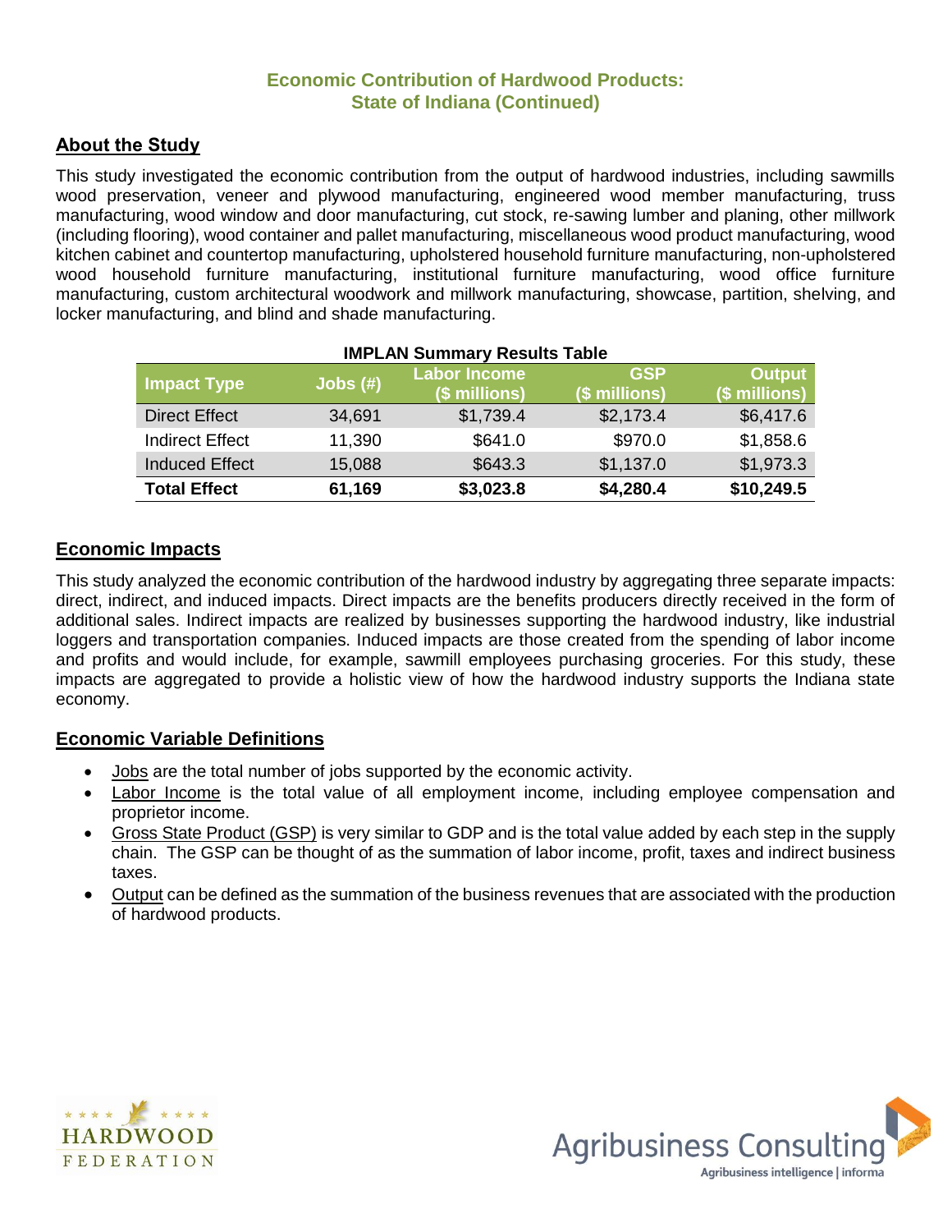## Economic Contribution of Hardwood Products: State of Indiana (Continued)

### About the Study

This study investigated the economic contribution from the output of hardwood industries, including sawmills wood preservation, veneer and plywood manufacturing, engineered wood member manufacturing, truss manufacturing, wood window and door manufacturing, cut stock, re-sawing lumber and planing, other millwork (including flooring), wood container and pallet manufacturing, miscellaneous wood product manufacturing, wood kitchen cabinet and countertop manufacturing, upholstered household furniture manufacturing, non-upholstered wood household furniture manufacturing, institutional furniture manufacturing, wood office furniture manufacturing, custom architectural woodwork and millwork manufacturing, showcase, partition, shelving, and locker manufacturing, and blind and shade manufacturing.

**IMPLAN Summary Results Table**

| Impact Type | Jobs (#) | Labor Income ($ millions) | GSP ($ millions) | Output ($ millions) |
|---|---|---|---|---|
| Direct Effect | 34,691 | $1,739.4 | $2,173.4 | $6,417.6 |
| Indirect Effect | 11,390 | $641.0 | $970.0 | $1,858.6 |
| Induced Effect | 15,088 | $643.3 | $1,137.0 | $1,973.3 |
| **Total Effect** | **61,169** | **$3,023.8** | **$4,280.4** | **$10,249.5** |

### Economic Impacts

This study analyzed the economic contribution of the hardwood industry by aggregating three separate impacts: direct, indirect, and induced impacts. Direct impacts are the benefits producers directly received in the form of additional sales. Indirect impacts are realized by businesses supporting the hardwood industry, like industrial loggers and transportation companies. Induced impacts are those created from the spending of labor income and profits and would include, for example, sawmill employees purchasing groceries. For this study, these impacts are aggregated to provide a holistic view of how the hardwood industry supports the Indiana state economy.

### Economic Variable Definitions

- Jobs are the total number of jobs supported by the economic activity.
- Labor Income is the total value of all employment income, including employee compensation and proprietor income.
- Gross State Product (GSP) is very similar to GDP and is the total value added by each step in the supply chain. The GSP can be thought of as the summation of labor income, profit, taxes and indirect business taxes.
- Output can be defined as the summation of the business revenues that are associated with the production of hardwood products.

HARDWOOD FEDERATION

Agribusiness Consulting
Agribusiness intelligence | informa